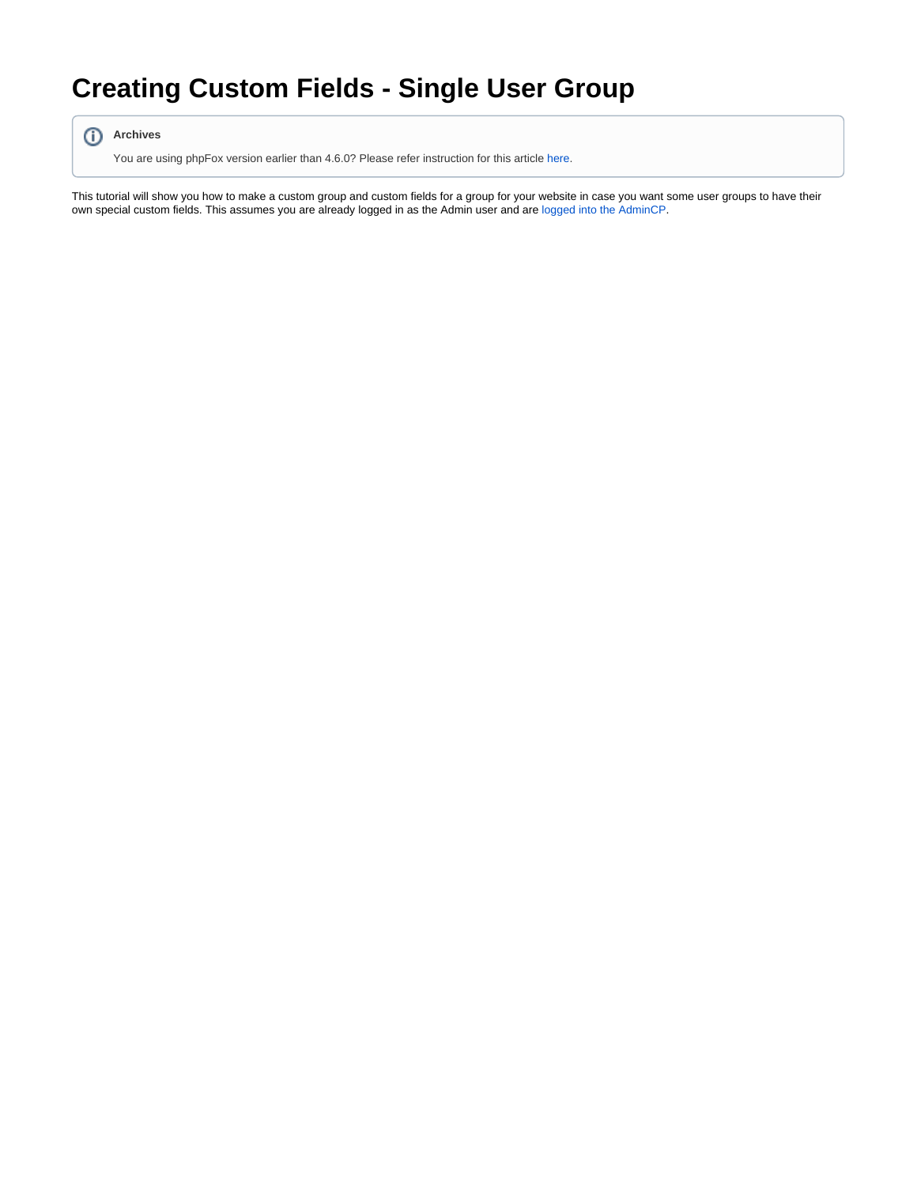# Creating Custom Fields - Single User Group

> **Archives**
>
> You are using phpFox version earlier than 4.6.0? Please refer instruction for this article here.

This tutorial will show you how to make a custom group and custom fields for a group for your website in case you want some user groups to have their own special custom fields. This assumes you are already logged in as the Admin user and are logged into the AdminCP.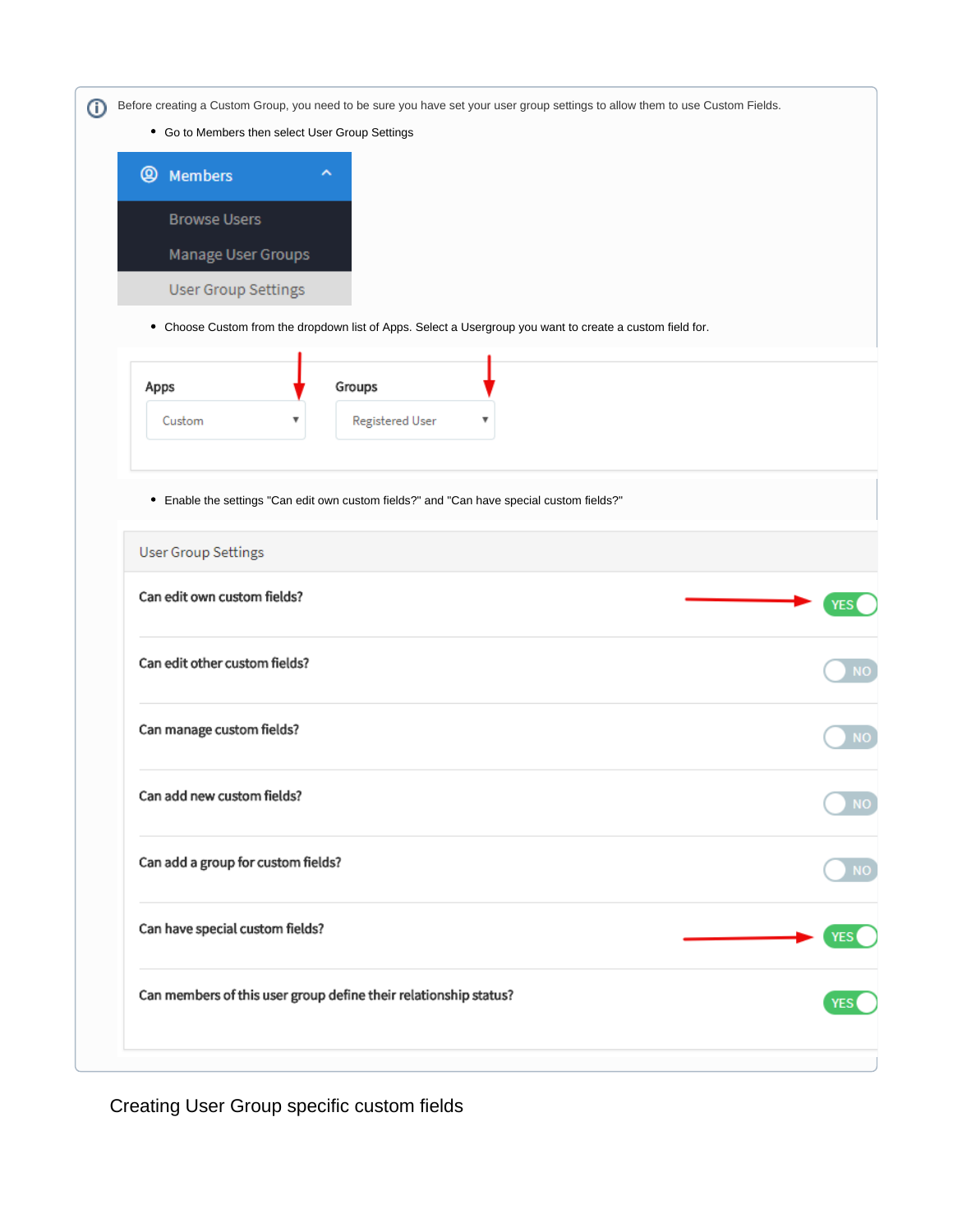Before creating a Custom Group, you need to be sure you have set your user group settings to allow them to use Custom Fields.

- Go to Members then select User Group Settings

Members
Browse Users
Manage User Groups
User Group Settings

- Choose Custom from the dropdown list of Apps. Select a Usergroup you want to create a custom field for.

Apps: Custom
Groups: Registered User

- Enable the settings "Can edit own custom fields?" and "Can have special custom fields?"

User Group Settings

| Setting | Value |
| --- | --- |
| Can edit own custom fields? | YES |
| Can edit other custom fields? | NO |
| Can manage custom fields? | NO |
| Can add new custom fields? | NO |
| Can add a group for custom fields? | NO |
| Can have special custom fields? | YES |
| Can members of this user group define their relationship status? | YES |

Creating User Group specific custom fields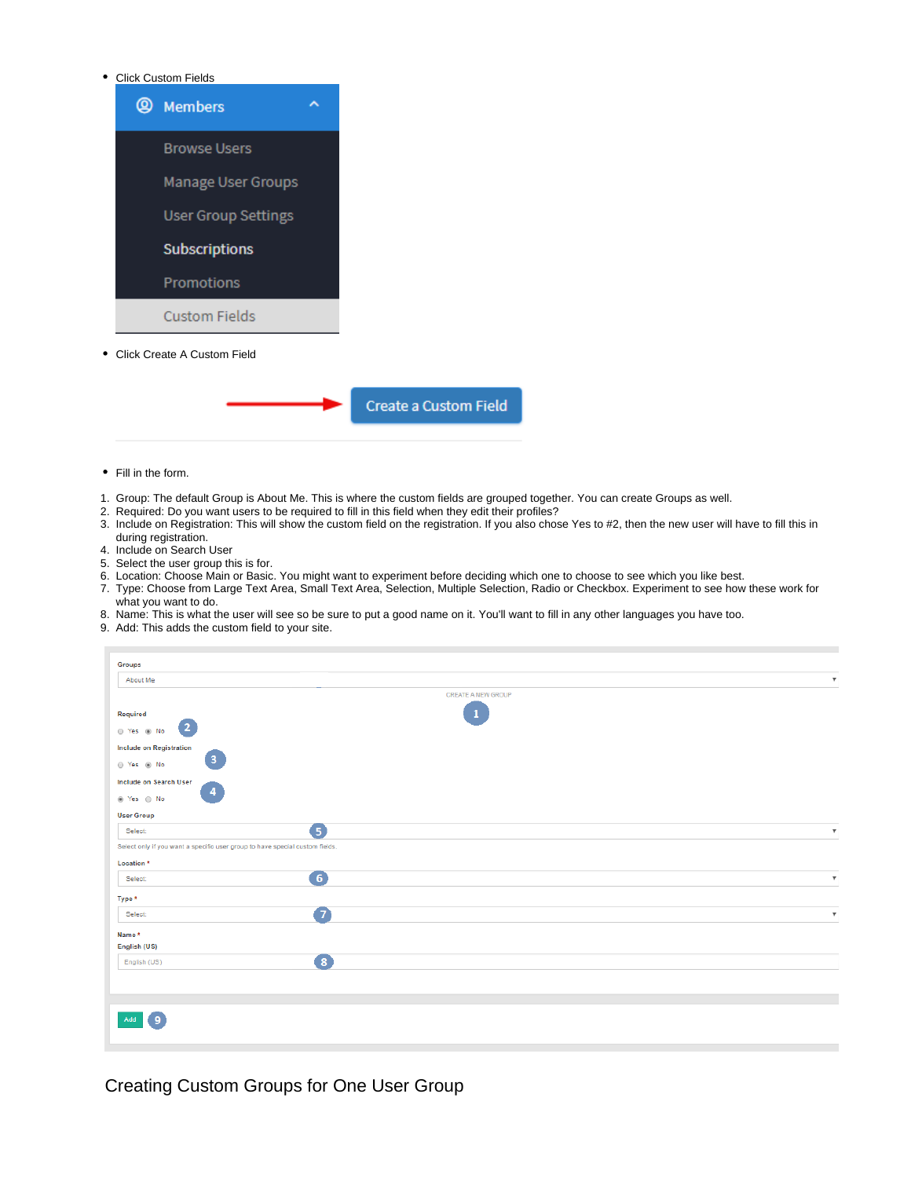- Click Custom Fields
- Click Create A Custom Field
- Fill in the form.

1. Group: The default Group is About Me. This is where the custom fields are grouped together. You can create Groups as well.
2. Required: Do you want users to be required to fill in this field when they edit their profiles?
3. Include on Registration: This will show the custom field on the registration. If you also chose Yes to #2, then the new user will have to fill this in during registration.
4. Include on Search User
5. Select the user group this is for.
6. Location: Choose Main or Basic. You might want to experiment before deciding which one to choose to see which you like best.
7. Type: Choose from Large Text Area, Small Text Area, Selection, Multiple Selection, Radio or Checkbox. Experiment to see how these work for what you want to do.
8. Name: This is what the user will see so be sure to put a good name on it. You'll want to fill in any other languages you have too.
9. Add: This adds the custom field to your site.

## Creating Custom Groups for One User Group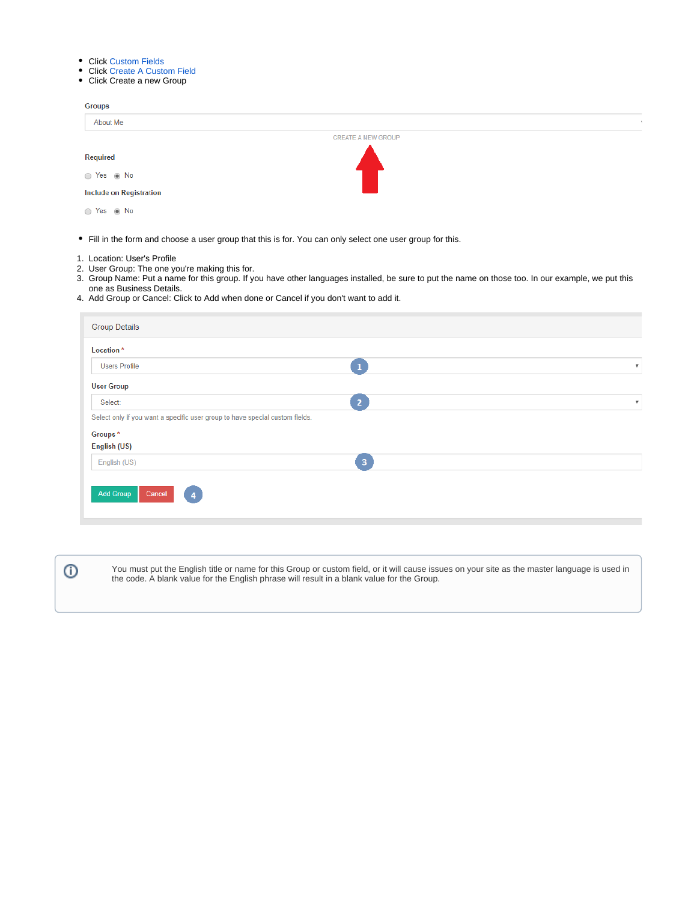- Click Custom Fields
- Click Create A Custom Field
- Click Create a new Group

Groups

About Me

CREATE A NEW GROUP

Required

Yes No

Include on Registration

Yes No

- Fill in the form and choose a user group that this is for. You can only select one user group for this.

1. Location: User's Profile
2. User Group: The one you're making this for.
3. Group Name: Put a name for this group. If you have other languages installed, be sure to put the name on those too. In our example, we put this one as Business Details.
4. Add Group or Cancel: Click to Add when done or Cancel if you don't want to add it.

Group Details

Location *

Users Profile

User Group

Select:

Select only if you want a specific user group to have special custom fields.

Groups *

English (US)

English (US)

Add Group Cancel

> You must put the English title or name for this Group or custom field, or it will cause issues on your site as the master language is used in the code. A blank value for the English phrase will result in a blank value for the Group.